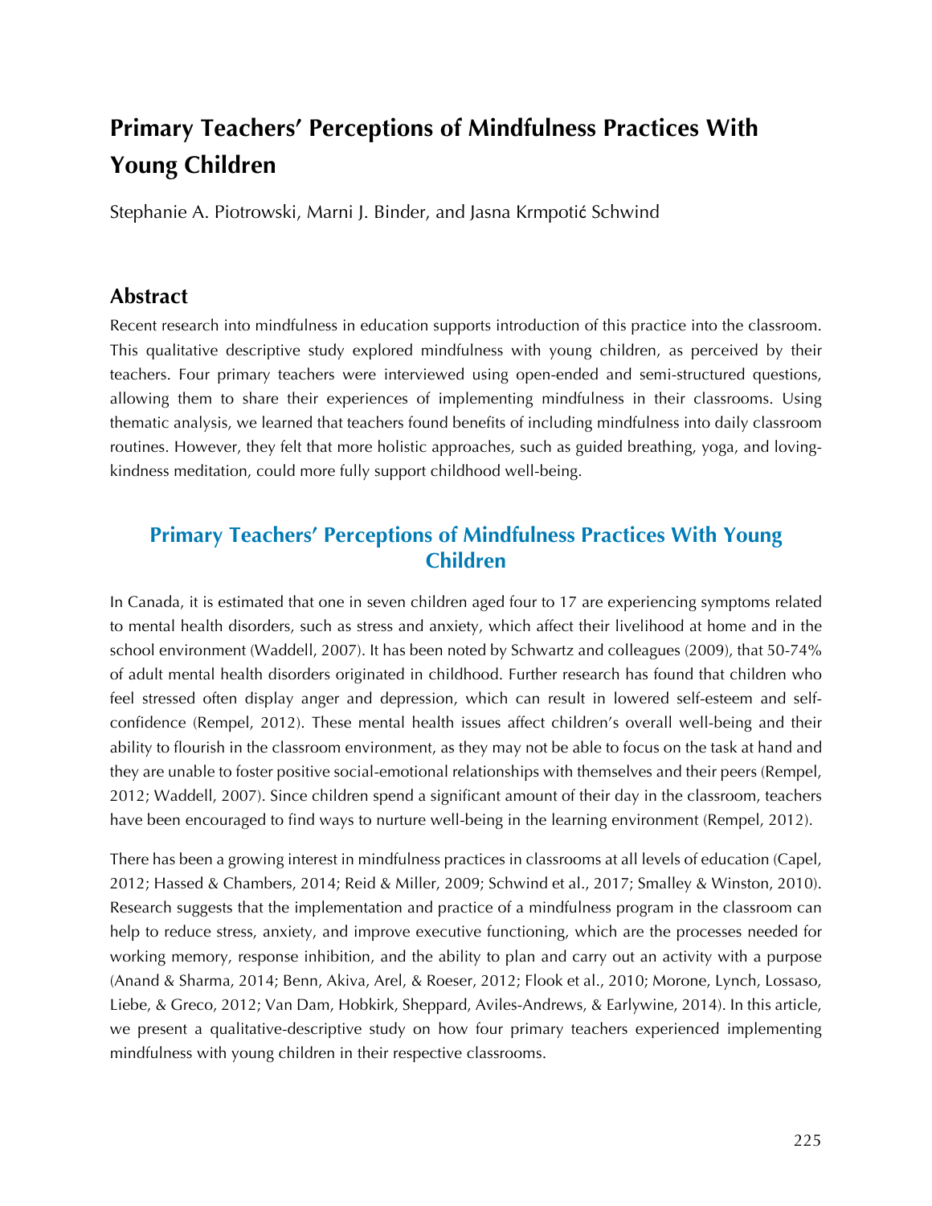# Primary Teachers' Perceptions of Mindfulness Practices With Young Children

Stephanie A. Piotrowski, Marni J. Binder, and Jasna Krmpotić Schwind

## Abstract

Recent research into mindfulness in education supports introduction of this practice into the classroom. This qualitative descriptive study explored mindfulness with young children, as perceived by their teachers. Four primary teachers were interviewed using open-ended and semi-structured questions, allowing them to share their experiences of implementing mindfulness in their classrooms. Using thematic analysis, we learned that teachers found benefits of including mindfulness into daily classroom routines. However, they felt that more holistic approaches, such as guided breathing, yoga, and loving-kindness meditation, could more fully support childhood well-being.

## Primary Teachers' Perceptions of Mindfulness Practices With Young Children

In Canada, it is estimated that one in seven children aged four to 17 are experiencing symptoms related to mental health disorders, such as stress and anxiety, which affect their livelihood at home and in the school environment (Waddell, 2007). It has been noted by Schwartz and colleagues (2009), that 50-74% of adult mental health disorders originated in childhood. Further research has found that children who feel stressed often display anger and depression, which can result in lowered self-esteem and self-confidence (Rempel, 2012). These mental health issues affect children's overall well-being and their ability to flourish in the classroom environment, as they may not be able to focus on the task at hand and they are unable to foster positive social-emotional relationships with themselves and their peers (Rempel, 2012; Waddell, 2007). Since children spend a significant amount of their day in the classroom, teachers have been encouraged to find ways to nurture well-being in the learning environment (Rempel, 2012).

There has been a growing interest in mindfulness practices in classrooms at all levels of education (Capel, 2012; Hassed & Chambers, 2014; Reid & Miller, 2009; Schwind et al., 2017; Smalley & Winston, 2010). Research suggests that the implementation and practice of a mindfulness program in the classroom can help to reduce stress, anxiety, and improve executive functioning, which are the processes needed for working memory, response inhibition, and the ability to plan and carry out an activity with a purpose (Anand & Sharma, 2014; Benn, Akiva, Arel, & Roeser, 2012; Flook et al., 2010; Morone, Lynch, Lossaso, Liebe, & Greco, 2012; Van Dam, Hobkirk, Sheppard, Aviles-Andrews, & Earlywine, 2014). In this article, we present a qualitative-descriptive study on how four primary teachers experienced implementing mindfulness with young children in their respective classrooms.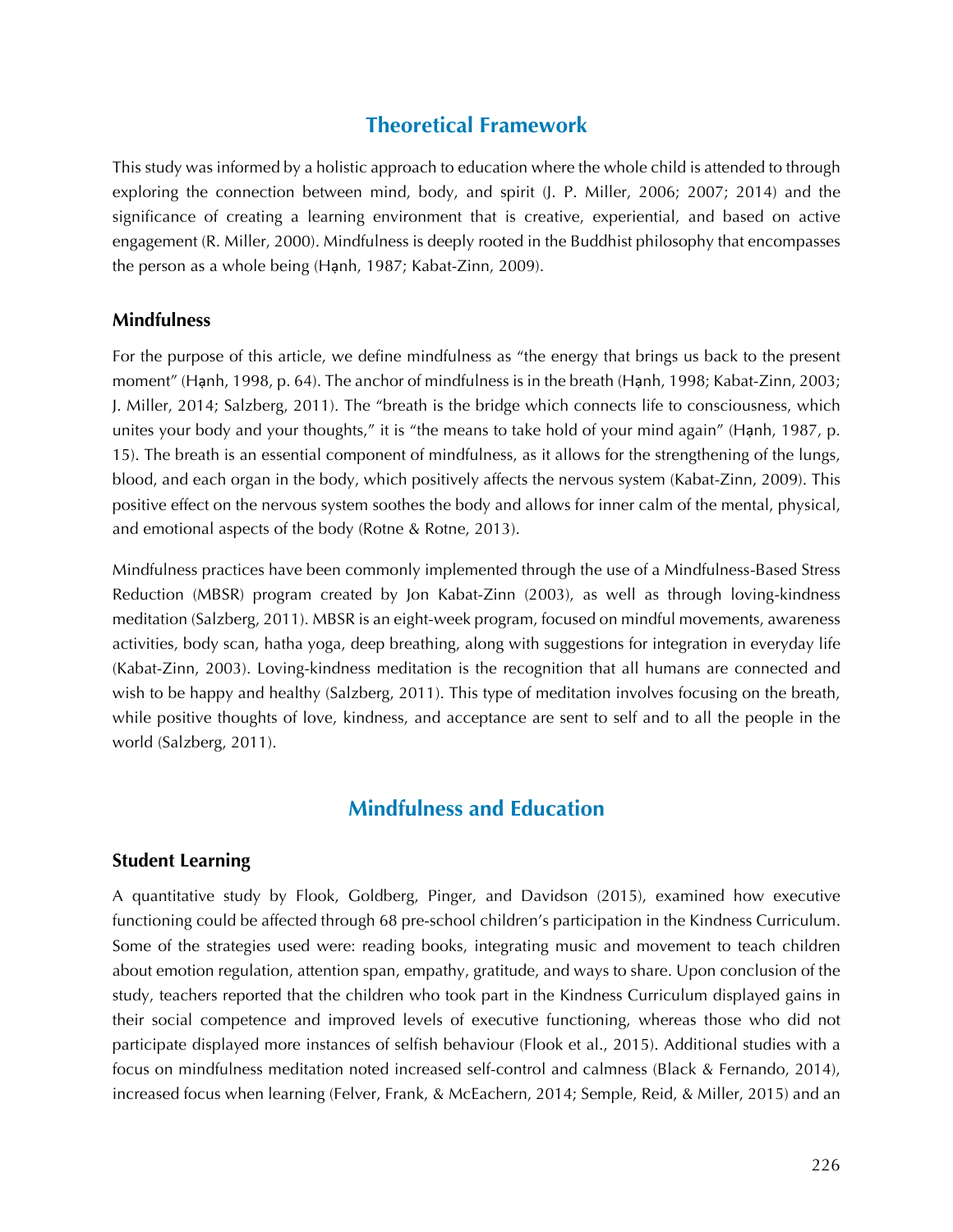## Theoretical Framework

This study was informed by a holistic approach to education where the whole child is attended to through exploring the connection between mind, body, and spirit (J. P. Miller, 2006; 2007; 2014) and the significance of creating a learning environment that is creative, experiential, and based on active engagement (R. Miller, 2000). Mindfulness is deeply rooted in the Buddhist philosophy that encompasses the person as a whole being (Hạnh, 1987; Kabat-Zinn, 2009).

### Mindfulness

For the purpose of this article, we define mindfulness as "the energy that brings us back to the present moment" (Hạnh, 1998, p. 64). The anchor of mindfulness is in the breath (Hạnh, 1998; Kabat-Zinn, 2003; J. Miller, 2014; Salzberg, 2011). The "breath is the bridge which connects life to consciousness, which unites your body and your thoughts," it is "the means to take hold of your mind again" (Hạnh, 1987, p. 15). The breath is an essential component of mindfulness, as it allows for the strengthening of the lungs, blood, and each organ in the body, which positively affects the nervous system (Kabat-Zinn, 2009). This positive effect on the nervous system soothes the body and allows for inner calm of the mental, physical, and emotional aspects of the body (Rotne & Rotne, 2013).

Mindfulness practices have been commonly implemented through the use of a Mindfulness-Based Stress Reduction (MBSR) program created by Jon Kabat-Zinn (2003), as well as through loving-kindness meditation (Salzberg, 2011). MBSR is an eight-week program, focused on mindful movements, awareness activities, body scan, hatha yoga, deep breathing, along with suggestions for integration in everyday life (Kabat-Zinn, 2003). Loving-kindness meditation is the recognition that all humans are connected and wish to be happy and healthy (Salzberg, 2011). This type of meditation involves focusing on the breath, while positive thoughts of love, kindness, and acceptance are sent to self and to all the people in the world (Salzberg, 2011).

## Mindfulness and Education

### Student Learning

A quantitative study by Flook, Goldberg, Pinger, and Davidson (2015), examined how executive functioning could be affected through 68 pre-school children's participation in the Kindness Curriculum. Some of the strategies used were: reading books, integrating music and movement to teach children about emotion regulation, attention span, empathy, gratitude, and ways to share. Upon conclusion of the study, teachers reported that the children who took part in the Kindness Curriculum displayed gains in their social competence and improved levels of executive functioning, whereas those who did not participate displayed more instances of selfish behaviour (Flook et al., 2015). Additional studies with a focus on mindfulness meditation noted increased self-control and calmness (Black & Fernando, 2014), increased focus when learning (Felver, Frank, & McEachern, 2014; Semple, Reid, & Miller, 2015) and an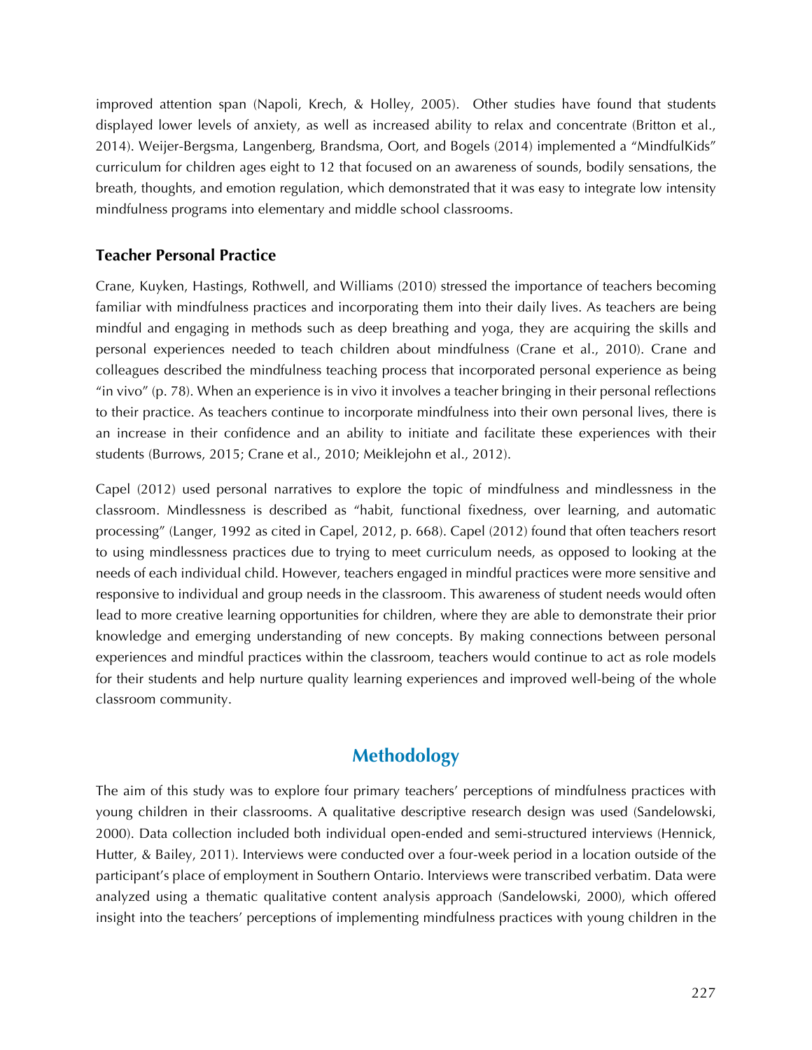improved attention span (Napoli, Krech, & Holley, 2005). Other studies have found that students displayed lower levels of anxiety, as well as increased ability to relax and concentrate (Britton et al., 2014). Weijer-Bergsma, Langenberg, Brandsma, Oort, and Bogels (2014) implemented a "MindfulKids" curriculum for children ages eight to 12 that focused on an awareness of sounds, bodily sensations, the breath, thoughts, and emotion regulation, which demonstrated that it was easy to integrate low intensity mindfulness programs into elementary and middle school classrooms.

### Teacher Personal Practice

Crane, Kuyken, Hastings, Rothwell, and Williams (2010) stressed the importance of teachers becoming familiar with mindfulness practices and incorporating them into their daily lives. As teachers are being mindful and engaging in methods such as deep breathing and yoga, they are acquiring the skills and personal experiences needed to teach children about mindfulness (Crane et al., 2010). Crane and colleagues described the mindfulness teaching process that incorporated personal experience as being "in vivo" (p. 78). When an experience is in vivo it involves a teacher bringing in their personal reflections to their practice. As teachers continue to incorporate mindfulness into their own personal lives, there is an increase in their confidence and an ability to initiate and facilitate these experiences with their students (Burrows, 2015; Crane et al., 2010; Meiklejohn et al., 2012).

Capel (2012) used personal narratives to explore the topic of mindfulness and mindlessness in the classroom. Mindlessness is described as "habit, functional fixedness, over learning, and automatic processing" (Langer, 1992 as cited in Capel, 2012, p. 668). Capel (2012) found that often teachers resort to using mindlessness practices due to trying to meet curriculum needs, as opposed to looking at the needs of each individual child. However, teachers engaged in mindful practices were more sensitive and responsive to individual and group needs in the classroom. This awareness of student needs would often lead to more creative learning opportunities for children, where they are able to demonstrate their prior knowledge and emerging understanding of new concepts. By making connections between personal experiences and mindful practices within the classroom, teachers would continue to act as role models for their students and help nurture quality learning experiences and improved well-being of the whole classroom community.

## Methodology

The aim of this study was to explore four primary teachers' perceptions of mindfulness practices with young children in their classrooms. A qualitative descriptive research design was used (Sandelowski, 2000). Data collection included both individual open-ended and semi-structured interviews (Hennick, Hutter, & Bailey, 2011). Interviews were conducted over a four-week period in a location outside of the participant's place of employment in Southern Ontario. Interviews were transcribed verbatim. Data were analyzed using a thematic qualitative content analysis approach (Sandelowski, 2000), which offered insight into the teachers' perceptions of implementing mindfulness practices with young children in the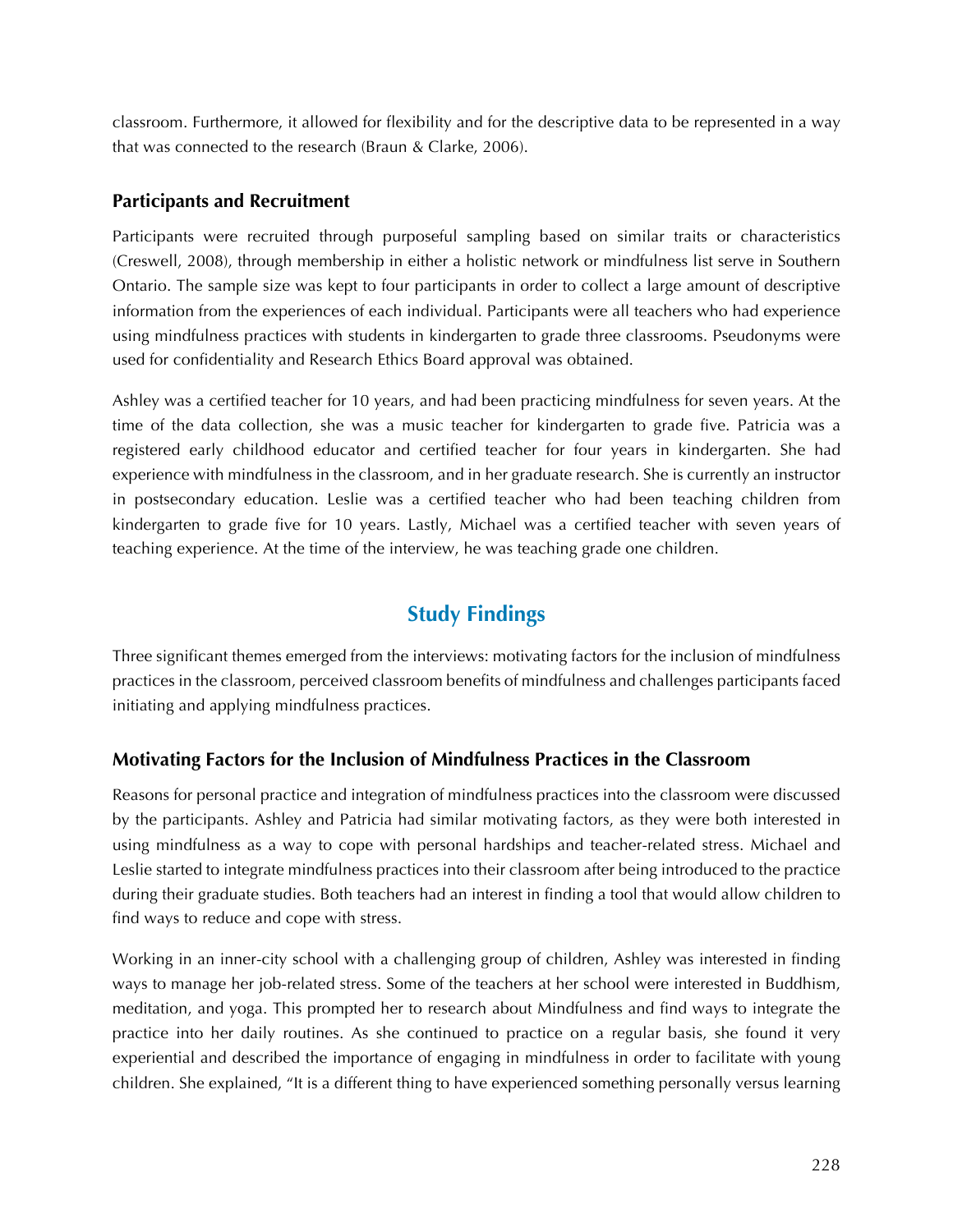classroom. Furthermore, it allowed for flexibility and for the descriptive data to be represented in a way that was connected to the research (Braun & Clarke, 2006).

### Participants and Recruitment

Participants were recruited through purposeful sampling based on similar traits or characteristics (Creswell, 2008), through membership in either a holistic network or mindfulness list serve in Southern Ontario. The sample size was kept to four participants in order to collect a large amount of descriptive information from the experiences of each individual. Participants were all teachers who had experience using mindfulness practices with students in kindergarten to grade three classrooms. Pseudonyms were used for confidentiality and Research Ethics Board approval was obtained.

Ashley was a certified teacher for 10 years, and had been practicing mindfulness for seven years. At the time of the data collection, she was a music teacher for kindergarten to grade five. Patricia was a registered early childhood educator and certified teacher for four years in kindergarten. She had experience with mindfulness in the classroom, and in her graduate research. She is currently an instructor in postsecondary education. Leslie was a certified teacher who had been teaching children from kindergarten to grade five for 10 years. Lastly, Michael was a certified teacher with seven years of teaching experience. At the time of the interview, he was teaching grade one children.

## Study Findings

Three significant themes emerged from the interviews: motivating factors for the inclusion of mindfulness practices in the classroom, perceived classroom benefits of mindfulness and challenges participants faced initiating and applying mindfulness practices.

### Motivating Factors for the Inclusion of Mindfulness Practices in the Classroom

Reasons for personal practice and integration of mindfulness practices into the classroom were discussed by the participants. Ashley and Patricia had similar motivating factors, as they were both interested in using mindfulness as a way to cope with personal hardships and teacher-related stress. Michael and Leslie started to integrate mindfulness practices into their classroom after being introduced to the practice during their graduate studies. Both teachers had an interest in finding a tool that would allow children to find ways to reduce and cope with stress.

Working in an inner-city school with a challenging group of children, Ashley was interested in finding ways to manage her job-related stress. Some of the teachers at her school were interested in Buddhism, meditation, and yoga. This prompted her to research about Mindfulness and find ways to integrate the practice into her daily routines. As she continued to practice on a regular basis, she found it very experiential and described the importance of engaging in mindfulness in order to facilitate with young children. She explained, "It is a different thing to have experienced something personally versus learning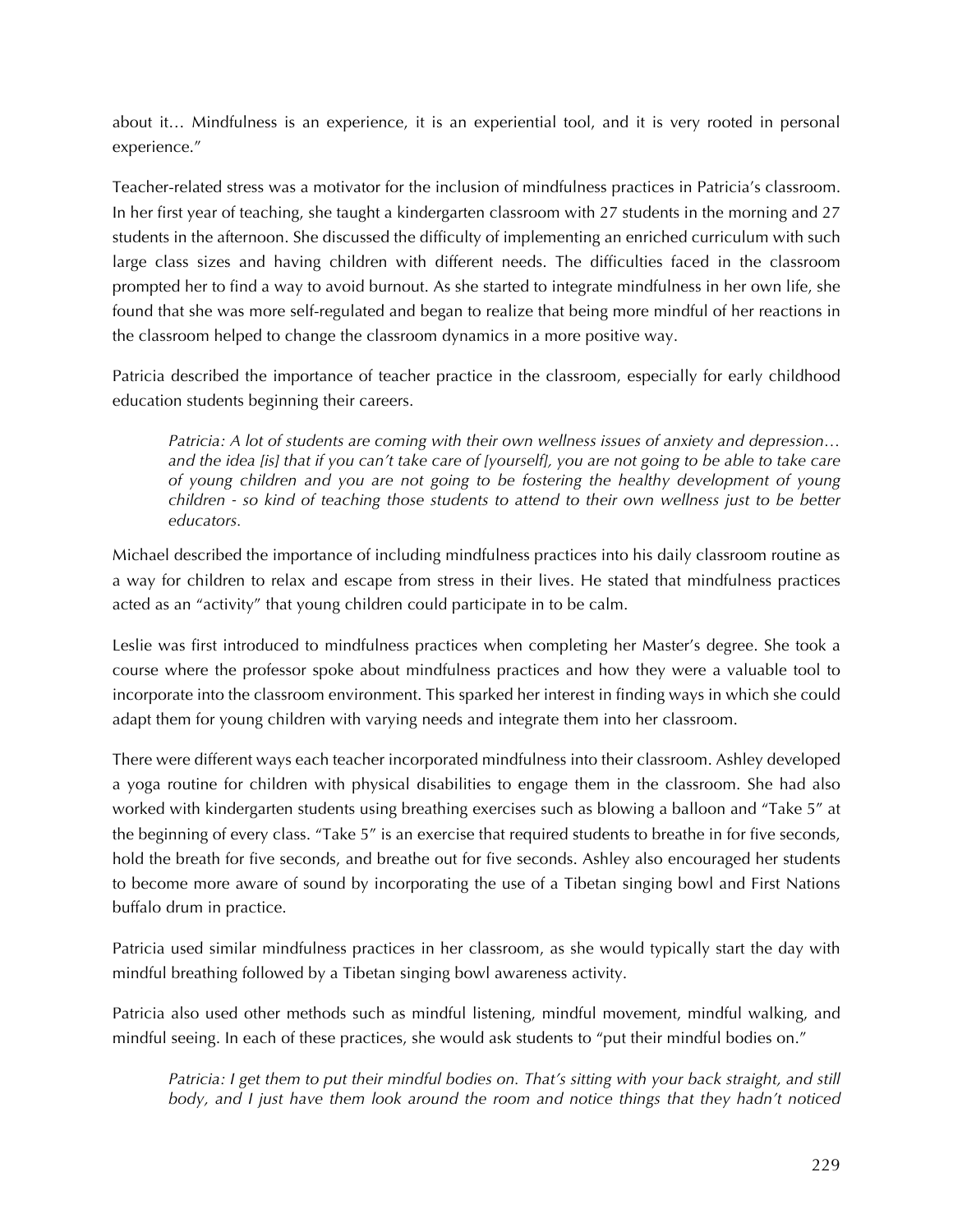about it… Mindfulness is an experience, it is an experiential tool, and it is very rooted in personal experience."

Teacher-related stress was a motivator for the inclusion of mindfulness practices in Patricia's classroom. In her first year of teaching, she taught a kindergarten classroom with 27 students in the morning and 27 students in the afternoon. She discussed the difficulty of implementing an enriched curriculum with such large class sizes and having children with different needs. The difficulties faced in the classroom prompted her to find a way to avoid burnout. As she started to integrate mindfulness in her own life, she found that she was more self-regulated and began to realize that being more mindful of her reactions in the classroom helped to change the classroom dynamics in a more positive way.

Patricia described the importance of teacher practice in the classroom, especially for early childhood education students beginning their careers.

> *Patricia: A lot of students are coming with their own wellness issues of anxiety and depression… and the idea [is] that if you can't take care of [yourself], you are not going to be able to take care of young children and you are not going to be fostering the healthy development of young children - so kind of teaching those students to attend to their own wellness just to be better educators.*

Michael described the importance of including mindfulness practices into his daily classroom routine as a way for children to relax and escape from stress in their lives. He stated that mindfulness practices acted as an "activity" that young children could participate in to be calm.

Leslie was first introduced to mindfulness practices when completing her Master's degree. She took a course where the professor spoke about mindfulness practices and how they were a valuable tool to incorporate into the classroom environment. This sparked her interest in finding ways in which she could adapt them for young children with varying needs and integrate them into her classroom.

There were different ways each teacher incorporated mindfulness into their classroom. Ashley developed a yoga routine for children with physical disabilities to engage them in the classroom. She had also worked with kindergarten students using breathing exercises such as blowing a balloon and "Take 5" at the beginning of every class. "Take 5" is an exercise that required students to breathe in for five seconds, hold the breath for five seconds, and breathe out for five seconds. Ashley also encouraged her students to become more aware of sound by incorporating the use of a Tibetan singing bowl and First Nations buffalo drum in practice.

Patricia used similar mindfulness practices in her classroom, as she would typically start the day with mindful breathing followed by a Tibetan singing bowl awareness activity.

Patricia also used other methods such as mindful listening, mindful movement, mindful walking, and mindful seeing. In each of these practices, she would ask students to "put their mindful bodies on."

> *Patricia: I get them to put their mindful bodies on. That's sitting with your back straight, and still body, and I just have them look around the room and notice things that they hadn't noticed*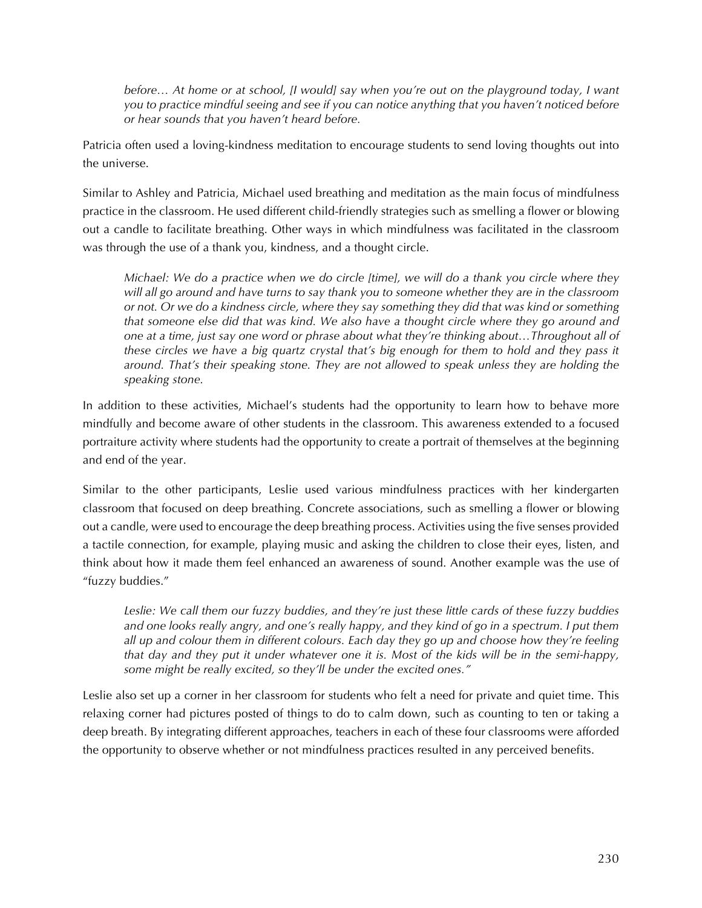*before… At home or at school, [I would] say when you're out on the playground today, I want you to practice mindful seeing and see if you can notice anything that you haven't noticed before or hear sounds that you haven't heard before.*

Patricia often used a loving-kindness meditation to encourage students to send loving thoughts out into the universe.

Similar to Ashley and Patricia, Michael used breathing and meditation as the main focus of mindfulness practice in the classroom. He used different child-friendly strategies such as smelling a flower or blowing out a candle to facilitate breathing. Other ways in which mindfulness was facilitated in the classroom was through the use of a thank you, kindness, and a thought circle.

> *Michael: We do a practice when we do circle [time], we will do a thank you circle where they will all go around and have turns to say thank you to someone whether they are in the classroom or not. Or we do a kindness circle, where they say something they did that was kind or something that someone else did that was kind. We also have a thought circle where they go around and one at a time, just say one word or phrase about what they're thinking about…Throughout all of these circles we have a big quartz crystal that's big enough for them to hold and they pass it around. That's their speaking stone. They are not allowed to speak unless they are holding the speaking stone.*

In addition to these activities, Michael's students had the opportunity to learn how to behave more mindfully and become aware of other students in the classroom. This awareness extended to a focused portraiture activity where students had the opportunity to create a portrait of themselves at the beginning and end of the year.

Similar to the other participants, Leslie used various mindfulness practices with her kindergarten classroom that focused on deep breathing. Concrete associations, such as smelling a flower or blowing out a candle, were used to encourage the deep breathing process. Activities using the five senses provided a tactile connection, for example, playing music and asking the children to close their eyes, listen, and think about how it made them feel enhanced an awareness of sound. Another example was the use of "fuzzy buddies."

> *Leslie: We call them our fuzzy buddies, and they're just these little cards of these fuzzy buddies and one looks really angry, and one's really happy, and they kind of go in a spectrum. I put them all up and colour them in different colours. Each day they go up and choose how they're feeling that day and they put it under whatever one it is. Most of the kids will be in the semi-happy, some might be really excited, so they'll be under the excited ones."*

Leslie also set up a corner in her classroom for students who felt a need for private and quiet time. This relaxing corner had pictures posted of things to do to calm down, such as counting to ten or taking a deep breath. By integrating different approaches, teachers in each of these four classrooms were afforded the opportunity to observe whether or not mindfulness practices resulted in any perceived benefits.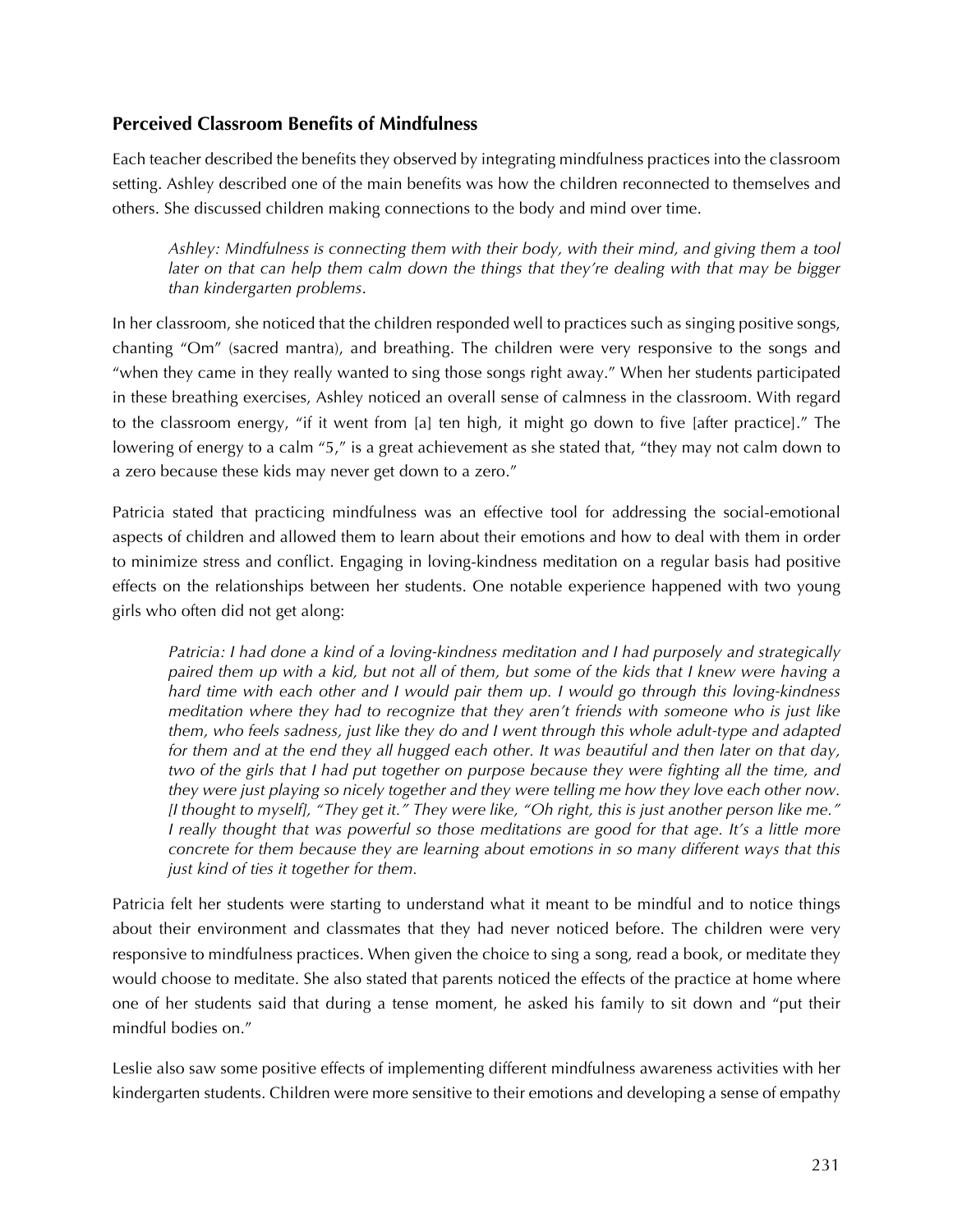### Perceived Classroom Benefits of Mindfulness

Each teacher described the benefits they observed by integrating mindfulness practices into the classroom setting. Ashley described one of the main benefits was how the children reconnected to themselves and others. She discussed children making connections to the body and mind over time.

> *Ashley: Mindfulness is connecting them with their body, with their mind, and giving them a tool later on that can help them calm down the things that they're dealing with that may be bigger than kindergarten problems.*

In her classroom, she noticed that the children responded well to practices such as singing positive songs, chanting "Om" (sacred mantra), and breathing. The children were very responsive to the songs and "when they came in they really wanted to sing those songs right away." When her students participated in these breathing exercises, Ashley noticed an overall sense of calmness in the classroom. With regard to the classroom energy, "if it went from [a] ten high, it might go down to five [after practice]." The lowering of energy to a calm "5," is a great achievement as she stated that, "they may not calm down to a zero because these kids may never get down to a zero."

Patricia stated that practicing mindfulness was an effective tool for addressing the social-emotional aspects of children and allowed them to learn about their emotions and how to deal with them in order to minimize stress and conflict. Engaging in loving-kindness meditation on a regular basis had positive effects on the relationships between her students. One notable experience happened with two young girls who often did not get along:

> *Patricia: I had done a kind of a loving-kindness meditation and I had purposely and strategically paired them up with a kid, but not all of them, but some of the kids that I knew were having a hard time with each other and I would pair them up. I would go through this loving-kindness meditation where they had to recognize that they aren't friends with someone who is just like them, who feels sadness, just like they do and I went through this whole adult-type and adapted for them and at the end they all hugged each other. It was beautiful and then later on that day, two of the girls that I had put together on purpose because they were fighting all the time, and they were just playing so nicely together and they were telling me how they love each other now. [I thought to myself], "They get it." They were like, "Oh right, this is just another person like me." I really thought that was powerful so those meditations are good for that age. It's a little more concrete for them because they are learning about emotions in so many different ways that this just kind of ties it together for them.*

Patricia felt her students were starting to understand what it meant to be mindful and to notice things about their environment and classmates that they had never noticed before. The children were very responsive to mindfulness practices. When given the choice to sing a song, read a book, or meditate they would choose to meditate. She also stated that parents noticed the effects of the practice at home where one of her students said that during a tense moment, he asked his family to sit down and "put their mindful bodies on."

Leslie also saw some positive effects of implementing different mindfulness awareness activities with her kindergarten students. Children were more sensitive to their emotions and developing a sense of empathy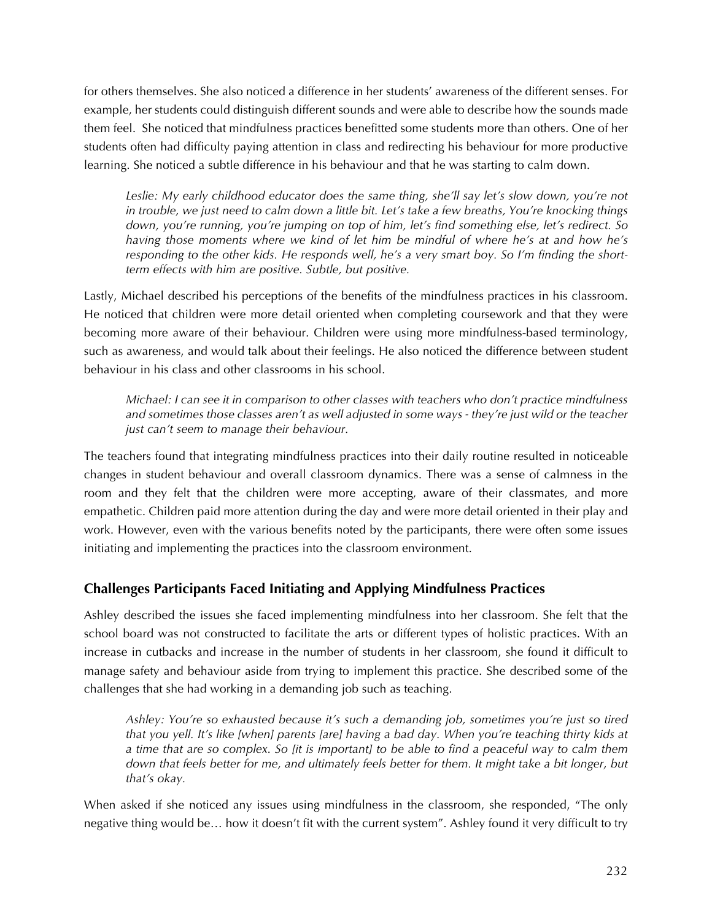for others themselves. She also noticed a difference in her students' awareness of the different senses. For example, her students could distinguish different sounds and were able to describe how the sounds made them feel. She noticed that mindfulness practices benefitted some students more than others. One of her students often had difficulty paying attention in class and redirecting his behaviour for more productive learning. She noticed a subtle difference in his behaviour and that he was starting to calm down.

> *Leslie: My early childhood educator does the same thing, she'll say let's slow down, you're not in trouble, we just need to calm down a little bit. Let's take a few breaths, You're knocking things down, you're running, you're jumping on top of him, let's find something else, let's redirect. So having those moments where we kind of let him be mindful of where he's at and how he's responding to the other kids. He responds well, he's a very smart boy. So I'm finding the short-term effects with him are positive. Subtle, but positive.*

Lastly, Michael described his perceptions of the benefits of the mindfulness practices in his classroom. He noticed that children were more detail oriented when completing coursework and that they were becoming more aware of their behaviour. Children were using more mindfulness-based terminology, such as awareness, and would talk about their feelings. He also noticed the difference between student behaviour in his class and other classrooms in his school.

> *Michael: I can see it in comparison to other classes with teachers who don't practice mindfulness and sometimes those classes aren't as well adjusted in some ways - they're just wild or the teacher just can't seem to manage their behaviour.*

The teachers found that integrating mindfulness practices into their daily routine resulted in noticeable changes in student behaviour and overall classroom dynamics. There was a sense of calmness in the room and they felt that the children were more accepting, aware of their classmates, and more empathetic. Children paid more attention during the day and were more detail oriented in their play and work. However, even with the various benefits noted by the participants, there were often some issues initiating and implementing the practices into the classroom environment.

### Challenges Participants Faced Initiating and Applying Mindfulness Practices

Ashley described the issues she faced implementing mindfulness into her classroom. She felt that the school board was not constructed to facilitate the arts or different types of holistic practices. With an increase in cutbacks and increase in the number of students in her classroom, she found it difficult to manage safety and behaviour aside from trying to implement this practice. She described some of the challenges that she had working in a demanding job such as teaching.

> *Ashley: You're so exhausted because it's such a demanding job, sometimes you're just so tired that you yell. It's like [when] parents [are] having a bad day. When you're teaching thirty kids at a time that are so complex. So [it is important] to be able to find a peaceful way to calm them down that feels better for me, and ultimately feels better for them. It might take a bit longer, but that's okay.*

When asked if she noticed any issues using mindfulness in the classroom, she responded, "The only negative thing would be… how it doesn't fit with the current system". Ashley found it very difficult to try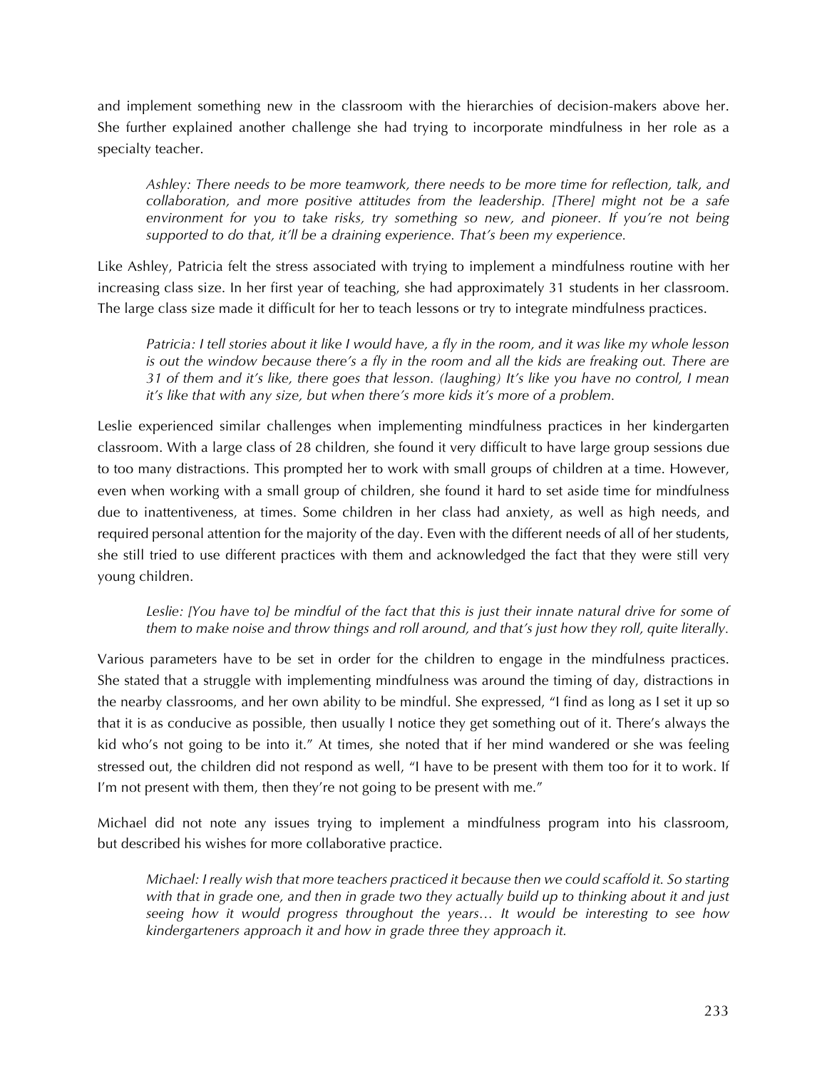and implement something new in the classroom with the hierarchies of decision-makers above her. She further explained another challenge she had trying to incorporate mindfulness in her role as a specialty teacher.

> *Ashley: There needs to be more teamwork, there needs to be more time for reflection, talk, and collaboration, and more positive attitudes from the leadership. [There] might not be a safe environment for you to take risks, try something so new, and pioneer. If you're not being supported to do that, it'll be a draining experience. That's been my experience.*

Like Ashley, Patricia felt the stress associated with trying to implement a mindfulness routine with her increasing class size. In her first year of teaching, she had approximately 31 students in her classroom. The large class size made it difficult for her to teach lessons or try to integrate mindfulness practices.

> *Patricia: I tell stories about it like I would have, a fly in the room, and it was like my whole lesson is out the window because there's a fly in the room and all the kids are freaking out. There are 31 of them and it's like, there goes that lesson. (laughing) It's like you have no control, I mean it's like that with any size, but when there's more kids it's more of a problem.*

Leslie experienced similar challenges when implementing mindfulness practices in her kindergarten classroom. With a large class of 28 children, she found it very difficult to have large group sessions due to too many distractions. This prompted her to work with small groups of children at a time. However, even when working with a small group of children, she found it hard to set aside time for mindfulness due to inattentiveness, at times. Some children in her class had anxiety, as well as high needs, and required personal attention for the majority of the day. Even with the different needs of all of her students, she still tried to use different practices with them and acknowledged the fact that they were still very young children.

> *Leslie: [You have to] be mindful of the fact that this is just their innate natural drive for some of them to make noise and throw things and roll around, and that's just how they roll, quite literally.*

Various parameters have to be set in order for the children to engage in the mindfulness practices. She stated that a struggle with implementing mindfulness was around the timing of day, distractions in the nearby classrooms, and her own ability to be mindful. She expressed, "I find as long as I set it up so that it is as conducive as possible, then usually I notice they get something out of it. There's always the kid who's not going to be into it." At times, she noted that if her mind wandered or she was feeling stressed out, the children did not respond as well, "I have to be present with them too for it to work. If I'm not present with them, then they're not going to be present with me."

Michael did not note any issues trying to implement a mindfulness program into his classroom, but described his wishes for more collaborative practice.

> *Michael: I really wish that more teachers practiced it because then we could scaffold it. So starting with that in grade one, and then in grade two they actually build up to thinking about it and just seeing how it would progress throughout the years… It would be interesting to see how kindergarteners approach it and how in grade three they approach it.*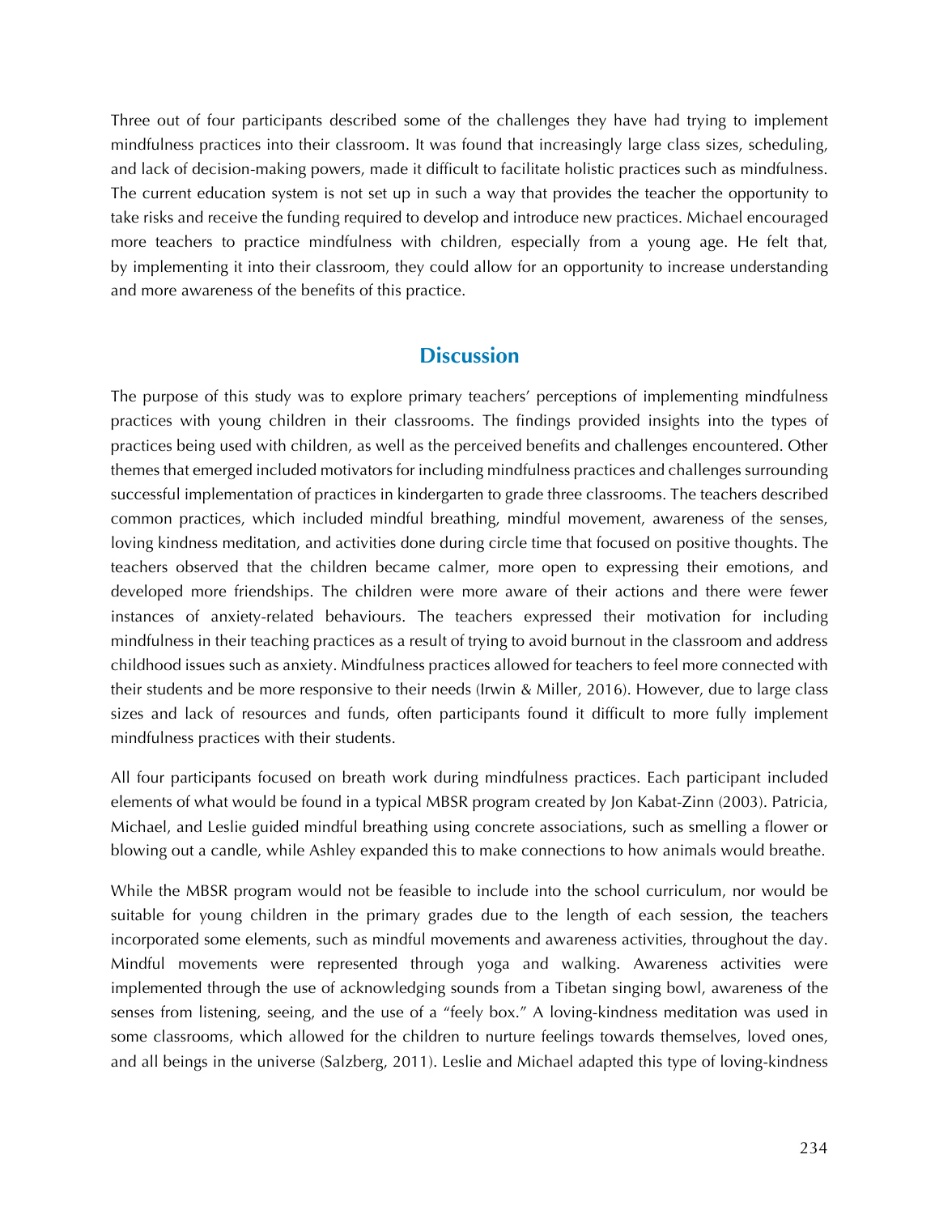Three out of four participants described some of the challenges they have had trying to implement mindfulness practices into their classroom. It was found that increasingly large class sizes, scheduling, and lack of decision-making powers, made it difficult to facilitate holistic practices such as mindfulness. The current education system is not set up in such a way that provides the teacher the opportunity to take risks and receive the funding required to develop and introduce new practices. Michael encouraged more teachers to practice mindfulness with children, especially from a young age. He felt that, by implementing it into their classroom, they could allow for an opportunity to increase understanding and more awareness of the benefits of this practice.

## Discussion

The purpose of this study was to explore primary teachers' perceptions of implementing mindfulness practices with young children in their classrooms. The findings provided insights into the types of practices being used with children, as well as the perceived benefits and challenges encountered. Other themes that emerged included motivators for including mindfulness practices and challenges surrounding successful implementation of practices in kindergarten to grade three classrooms. The teachers described common practices, which included mindful breathing, mindful movement, awareness of the senses, loving kindness meditation, and activities done during circle time that focused on positive thoughts. The teachers observed that the children became calmer, more open to expressing their emotions, and developed more friendships. The children were more aware of their actions and there were fewer instances of anxiety-related behaviours. The teachers expressed their motivation for including mindfulness in their teaching practices as a result of trying to avoid burnout in the classroom and address childhood issues such as anxiety. Mindfulness practices allowed for teachers to feel more connected with their students and be more responsive to their needs (Irwin & Miller, 2016). However, due to large class sizes and lack of resources and funds, often participants found it difficult to more fully implement mindfulness practices with their students.

All four participants focused on breath work during mindfulness practices. Each participant included elements of what would be found in a typical MBSR program created by Jon Kabat-Zinn (2003). Patricia, Michael, and Leslie guided mindful breathing using concrete associations, such as smelling a flower or blowing out a candle, while Ashley expanded this to make connections to how animals would breathe.

While the MBSR program would not be feasible to include into the school curriculum, nor would be suitable for young children in the primary grades due to the length of each session, the teachers incorporated some elements, such as mindful movements and awareness activities, throughout the day. Mindful movements were represented through yoga and walking. Awareness activities were implemented through the use of acknowledging sounds from a Tibetan singing bowl, awareness of the senses from listening, seeing, and the use of a "feely box." A loving-kindness meditation was used in some classrooms, which allowed for the children to nurture feelings towards themselves, loved ones, and all beings in the universe (Salzberg, 2011). Leslie and Michael adapted this type of loving-kindness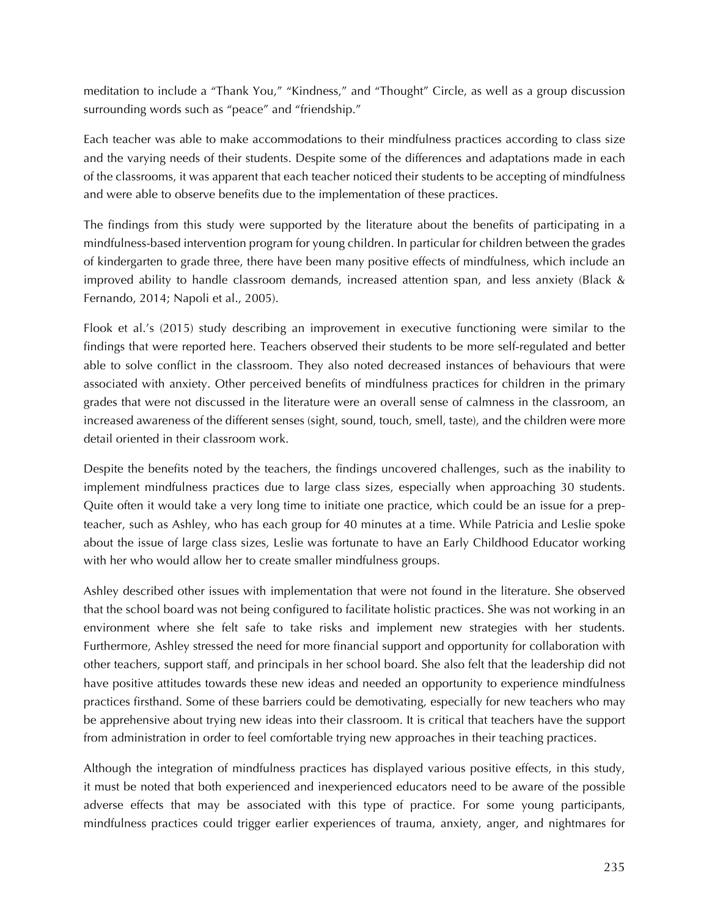meditation to include a "Thank You," "Kindness," and "Thought" Circle, as well as a group discussion surrounding words such as "peace" and "friendship."

Each teacher was able to make accommodations to their mindfulness practices according to class size and the varying needs of their students. Despite some of the differences and adaptations made in each of the classrooms, it was apparent that each teacher noticed their students to be accepting of mindfulness and were able to observe benefits due to the implementation of these practices.

The findings from this study were supported by the literature about the benefits of participating in a mindfulness-based intervention program for young children. In particular for children between the grades of kindergarten to grade three, there have been many positive effects of mindfulness, which include an improved ability to handle classroom demands, increased attention span, and less anxiety (Black & Fernando, 2014; Napoli et al., 2005).

Flook et al.'s (2015) study describing an improvement in executive functioning were similar to the findings that were reported here. Teachers observed their students to be more self-regulated and better able to solve conflict in the classroom. They also noted decreased instances of behaviours that were associated with anxiety. Other perceived benefits of mindfulness practices for children in the primary grades that were not discussed in the literature were an overall sense of calmness in the classroom, an increased awareness of the different senses (sight, sound, touch, smell, taste), and the children were more detail oriented in their classroom work.

Despite the benefits noted by the teachers, the findings uncovered challenges, such as the inability to implement mindfulness practices due to large class sizes, especially when approaching 30 students. Quite often it would take a very long time to initiate one practice, which could be an issue for a prep-teacher, such as Ashley, who has each group for 40 minutes at a time. While Patricia and Leslie spoke about the issue of large class sizes, Leslie was fortunate to have an Early Childhood Educator working with her who would allow her to create smaller mindfulness groups.

Ashley described other issues with implementation that were not found in the literature. She observed that the school board was not being configured to facilitate holistic practices. She was not working in an environment where she felt safe to take risks and implement new strategies with her students. Furthermore, Ashley stressed the need for more financial support and opportunity for collaboration with other teachers, support staff, and principals in her school board. She also felt that the leadership did not have positive attitudes towards these new ideas and needed an opportunity to experience mindfulness practices firsthand. Some of these barriers could be demotivating, especially for new teachers who may be apprehensive about trying new ideas into their classroom. It is critical that teachers have the support from administration in order to feel comfortable trying new approaches in their teaching practices.

Although the integration of mindfulness practices has displayed various positive effects, in this study, it must be noted that both experienced and inexperienced educators need to be aware of the possible adverse effects that may be associated with this type of practice. For some young participants, mindfulness practices could trigger earlier experiences of trauma, anxiety, anger, and nightmares for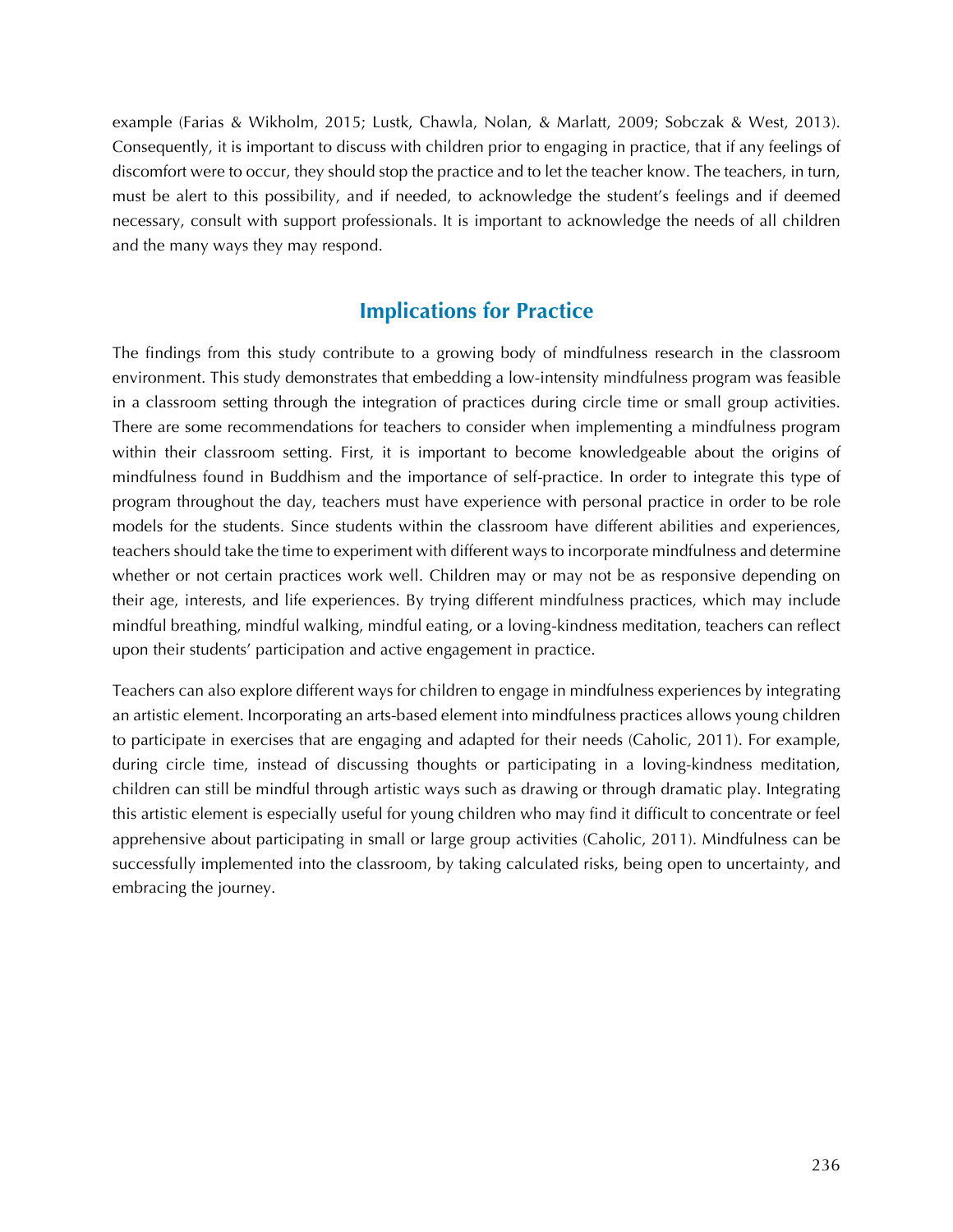example (Farias & Wikholm, 2015; Lustk, Chawla, Nolan, & Marlatt, 2009; Sobczak & West, 2013). Consequently, it is important to discuss with children prior to engaging in practice, that if any feelings of discomfort were to occur, they should stop the practice and to let the teacher know. The teachers, in turn, must be alert to this possibility, and if needed, to acknowledge the student's feelings and if deemed necessary, consult with support professionals. It is important to acknowledge the needs of all children and the many ways they may respond.

## Implications for Practice

The findings from this study contribute to a growing body of mindfulness research in the classroom environment. This study demonstrates that embedding a low-intensity mindfulness program was feasible in a classroom setting through the integration of practices during circle time or small group activities. There are some recommendations for teachers to consider when implementing a mindfulness program within their classroom setting. First, it is important to become knowledgeable about the origins of mindfulness found in Buddhism and the importance of self-practice. In order to integrate this type of program throughout the day, teachers must have experience with personal practice in order to be role models for the students. Since students within the classroom have different abilities and experiences, teachers should take the time to experiment with different ways to incorporate mindfulness and determine whether or not certain practices work well. Children may or may not be as responsive depending on their age, interests, and life experiences. By trying different mindfulness practices, which may include mindful breathing, mindful walking, mindful eating, or a loving-kindness meditation, teachers can reflect upon their students' participation and active engagement in practice.

Teachers can also explore different ways for children to engage in mindfulness experiences by integrating an artistic element. Incorporating an arts-based element into mindfulness practices allows young children to participate in exercises that are engaging and adapted for their needs (Caholic, 2011). For example, during circle time, instead of discussing thoughts or participating in a loving-kindness meditation, children can still be mindful through artistic ways such as drawing or through dramatic play. Integrating this artistic element is especially useful for young children who may find it difficult to concentrate or feel apprehensive about participating in small or large group activities (Caholic, 2011). Mindfulness can be successfully implemented into the classroom, by taking calculated risks, being open to uncertainty, and embracing the journey.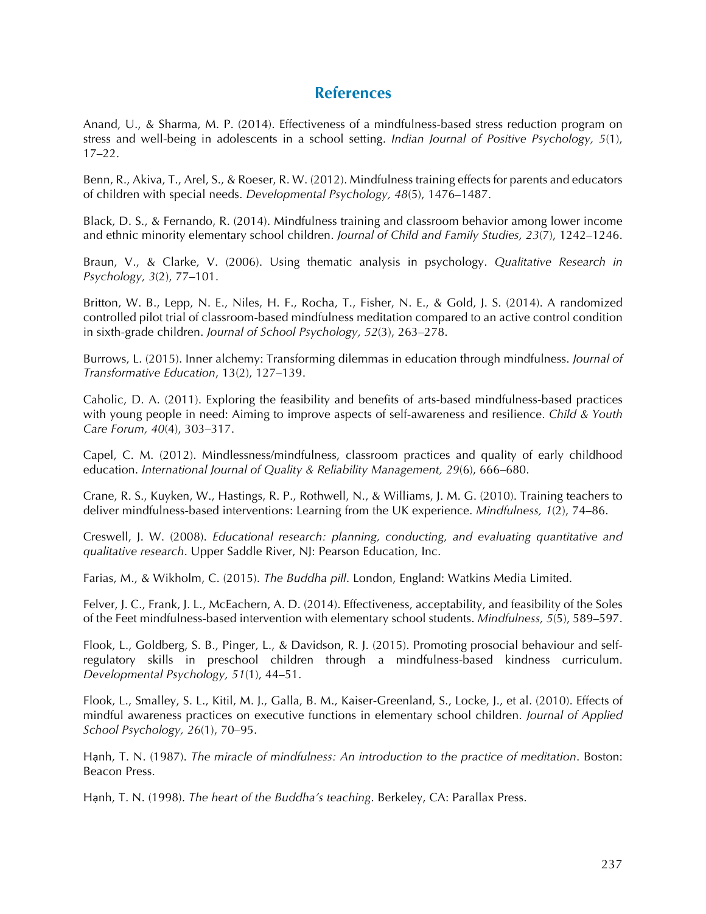## References

Anand, U., & Sharma, M. P. (2014). Effectiveness of a mindfulness-based stress reduction program on stress and well-being in adolescents in a school setting. *Indian Journal of Positive Psychology, 5*(1), 17–22.

Benn, R., Akiva, T., Arel, S., & Roeser, R. W. (2012). Mindfulness training effects for parents and educators of children with special needs. *Developmental Psychology, 48*(5), 1476–1487.

Black, D. S., & Fernando, R. (2014). Mindfulness training and classroom behavior among lower income and ethnic minority elementary school children. *Journal of Child and Family Studies, 23*(7), 1242–1246.

Braun, V., & Clarke, V. (2006). Using thematic analysis in psychology. *Qualitative Research in Psychology, 3*(2), 77–101.

Britton, W. B., Lepp, N. E., Niles, H. F., Rocha, T., Fisher, N. E., & Gold, J. S. (2014). A randomized controlled pilot trial of classroom-based mindfulness meditation compared to an active control condition in sixth-grade children. *Journal of School Psychology, 52*(3), 263–278.

Burrows, L. (2015). Inner alchemy: Transforming dilemmas in education through mindfulness. *Journal of Transformative Education*, 13(2), 127–139.

Caholic, D. A. (2011). Exploring the feasibility and benefits of arts-based mindfulness-based practices with young people in need: Aiming to improve aspects of self-awareness and resilience. *Child & Youth Care Forum, 40*(4), 303–317.

Capel, C. M. (2012). Mindlessness/mindfulness, classroom practices and quality of early childhood education. *International Journal of Quality & Reliability Management, 29*(6), 666–680.

Crane, R. S., Kuyken, W., Hastings, R. P., Rothwell, N., & Williams, J. M. G. (2010). Training teachers to deliver mindfulness-based interventions: Learning from the UK experience. *Mindfulness, 1*(2), 74–86.

Creswell, J. W. (2008). *Educational research: planning, conducting, and evaluating quantitative and qualitative research*. Upper Saddle River, NJ: Pearson Education, Inc.

Farias, M., & Wikholm, C. (2015). *The Buddha pill*. London, England: Watkins Media Limited.

Felver, J. C., Frank, J. L., McEachern, A. D. (2014). Effectiveness, acceptability, and feasibility of the Soles of the Feet mindfulness-based intervention with elementary school students. *Mindfulness, 5*(5), 589–597.

Flook, L., Goldberg, S. B., Pinger, L., & Davidson, R. J. (2015). Promoting prosocial behaviour and self-regulatory skills in preschool children through a mindfulness-based kindness curriculum. *Developmental Psychology, 51*(1), 44–51.

Flook, L., Smalley, S. L., Kitil, M. J., Galla, B. M., Kaiser-Greenland, S., Locke, J., et al. (2010). Effects of mindful awareness practices on executive functions in elementary school children. *Journal of Applied School Psychology, 26*(1), 70–95.

Hạnh, T. N. (1987). *The miracle of mindfulness: An introduction to the practice of meditation*. Boston: Beacon Press.

Hạnh, T. N. (1998). *The heart of the Buddha's teaching*. Berkeley, CA: Parallax Press.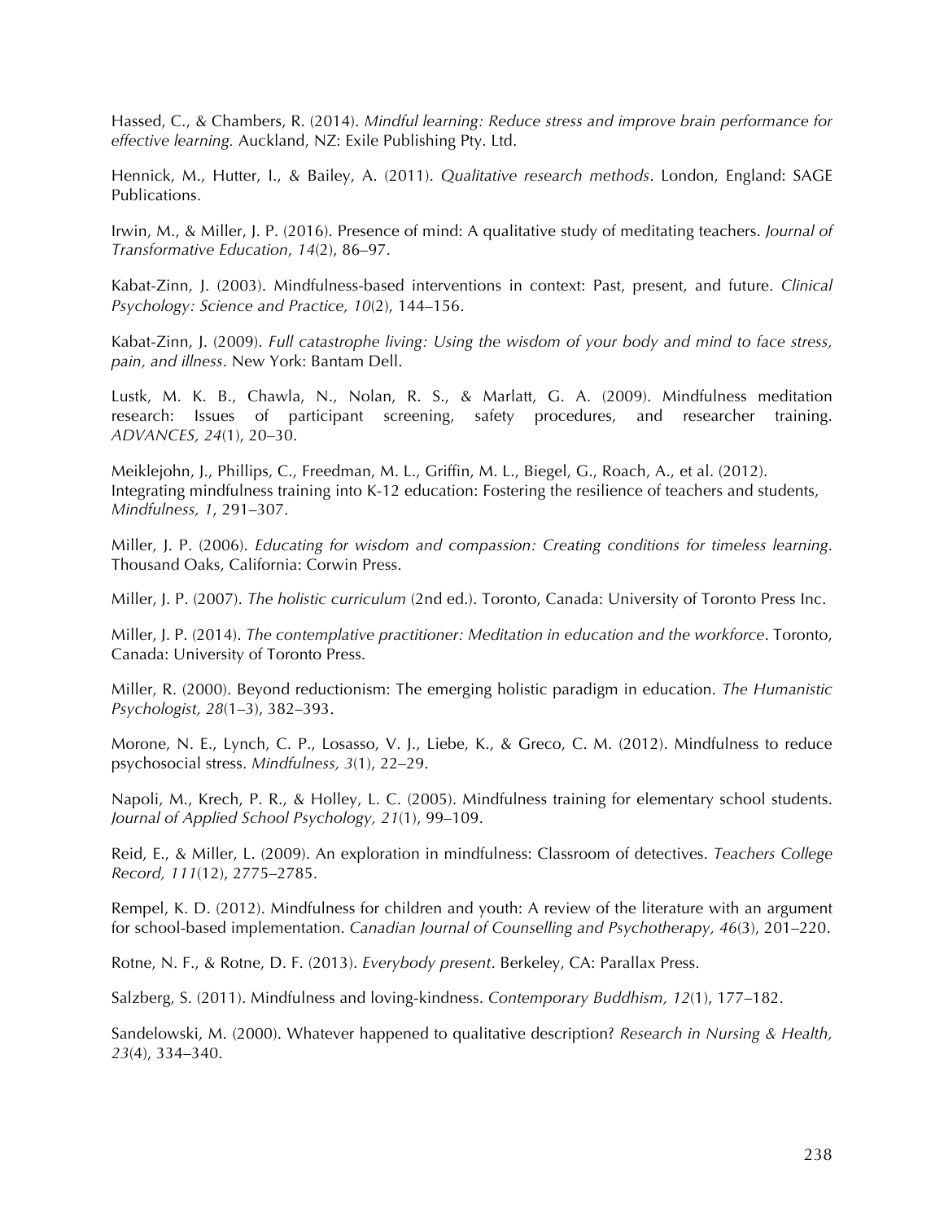Hassed, C., & Chambers, R. (2014). *Mindful learning: Reduce stress and improve brain performance for effective learning.* Auckland, NZ: Exile Publishing Pty. Ltd.

Hennick, M., Hutter, I., & Bailey, A. (2011). *Qualitative research methods*. London, England: SAGE Publications.

Irwin, M., & Miller, J. P. (2016). Presence of mind: A qualitative study of meditating teachers. *Journal of Transformative Education*, *14*(2), 86–97.

Kabat-Zinn, J. (2003). Mindfulness-based interventions in context: Past, present, and future. *Clinical Psychology: Science and Practice, 10*(2), 144–156.

Kabat-Zinn, J. (2009). *Full catastrophe living: Using the wisdom of your body and mind to face stress, pain, and illness*. New York: Bantam Dell.

Lustk, M. K. B., Chawla, N., Nolan, R. S., & Marlatt, G. A. (2009). Mindfulness meditation research: Issues of participant screening, safety procedures, and researcher training. *ADVANCES, 24*(1), 20–30.

Meiklejohn, J., Phillips, C., Freedman, M. L., Griffin, M. L., Biegel, G., Roach, A., et al. (2012). Integrating mindfulness training into K-12 education: Fostering the resilience of teachers and students, *Mindfulness, 1*, 291–307.

Miller, J. P. (2006). *Educating for wisdom and compassion: Creating conditions for timeless learning*. Thousand Oaks, California: Corwin Press.

Miller, J. P. (2007). *The holistic curriculum* (2nd ed.). Toronto, Canada: University of Toronto Press Inc.

Miller, J. P. (2014). *The contemplative practitioner: Meditation in education and the workforce*. Toronto, Canada: University of Toronto Press.

Miller, R. (2000). Beyond reductionism: The emerging holistic paradigm in education. *The Humanistic Psychologist, 28*(1–3), 382–393.

Morone, N. E., Lynch, C. P., Losasso, V. J., Liebe, K., & Greco, C. M. (2012). Mindfulness to reduce psychosocial stress. *Mindfulness, 3*(1), 22–29.

Napoli, M., Krech, P. R., & Holley, L. C. (2005). Mindfulness training for elementary school students. *Journal of Applied School Psychology, 21*(1), 99–109.

Reid, E., & Miller, L. (2009). An exploration in mindfulness: Classroom of detectives. *Teachers College Record, 111*(12), 2775–2785.

Rempel, K. D. (2012). Mindfulness for children and youth: A review of the literature with an argument for school-based implementation. *Canadian Journal of Counselling and Psychotherapy, 46*(3), 201–220.

Rotne, N. F., & Rotne, D. F. (2013). *Everybody present*. Berkeley, CA: Parallax Press.

Salzberg, S. (2011). Mindfulness and loving-kindness. *Contemporary Buddhism, 12*(1), 177–182.

Sandelowski, M. (2000). Whatever happened to qualitative description? *Research in Nursing & Health, 23*(4), 334–340.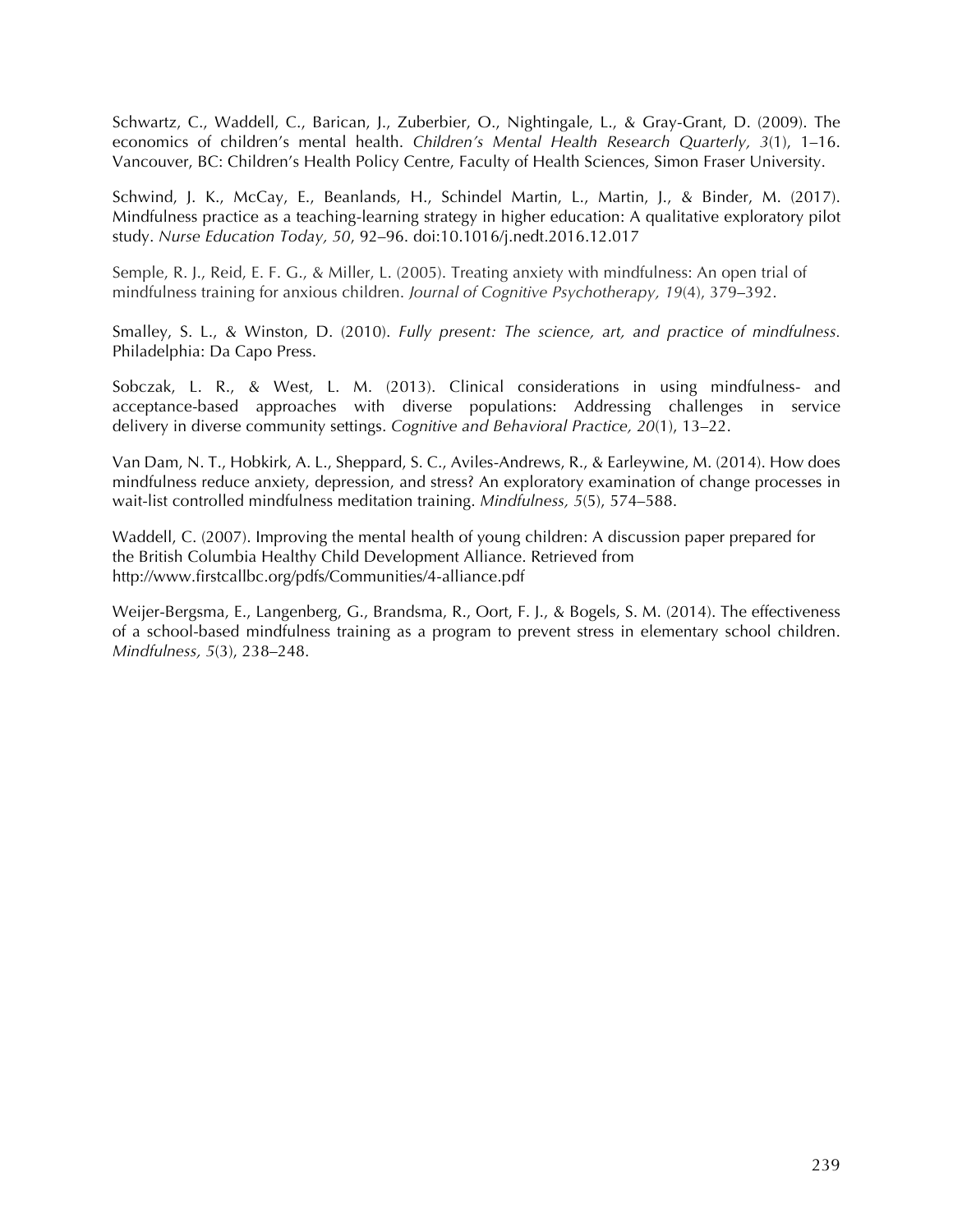Schwartz, C., Waddell, C., Barican, J., Zuberbier, O., Nightingale, L., & Gray-Grant, D. (2009). The economics of children's mental health. *Children's Mental Health Research Quarterly, 3*(1), 1–16. Vancouver, BC: Children's Health Policy Centre, Faculty of Health Sciences, Simon Fraser University.

Schwind, J. K., McCay, E., Beanlands, H., Schindel Martin, L., Martin, J., & Binder, M. (2017). Mindfulness practice as a teaching-learning strategy in higher education: A qualitative exploratory pilot study. *Nurse Education Today, 50*, 92–96. doi:10.1016/j.nedt.2016.12.017

Semple, R. J., Reid, E. F. G., & Miller, L. (2005). Treating anxiety with mindfulness: An open trial of mindfulness training for anxious children. *Journal of Cognitive Psychotherapy, 19*(4), 379–392.

Smalley, S. L., & Winston, D. (2010). *Fully present: The science, art, and practice of mindfulness.* Philadelphia: Da Capo Press.

Sobczak, L. R., & West, L. M. (2013). Clinical considerations in using mindfulness- and acceptance-based approaches with diverse populations: Addressing challenges in service delivery in diverse community settings. *Cognitive and Behavioral Practice, 20*(1), 13–22.

Van Dam, N. T., Hobkirk, A. L., Sheppard, S. C., Aviles-Andrews, R., & Earleywine, M. (2014). How does mindfulness reduce anxiety, depression, and stress? An exploratory examination of change processes in wait-list controlled mindfulness meditation training. *Mindfulness, 5*(5), 574–588.

Waddell, C. (2007). Improving the mental health of young children: A discussion paper prepared for the British Columbia Healthy Child Development Alliance. Retrieved from http://www.firstcallbc.org/pdfs/Communities/4-alliance.pdf

Weijer-Bergsma, E., Langenberg, G., Brandsma, R., Oort, F. J., & Bogels, S. M. (2014). The effectiveness of a school-based mindfulness training as a program to prevent stress in elementary school children. *Mindfulness, 5*(3), 238–248.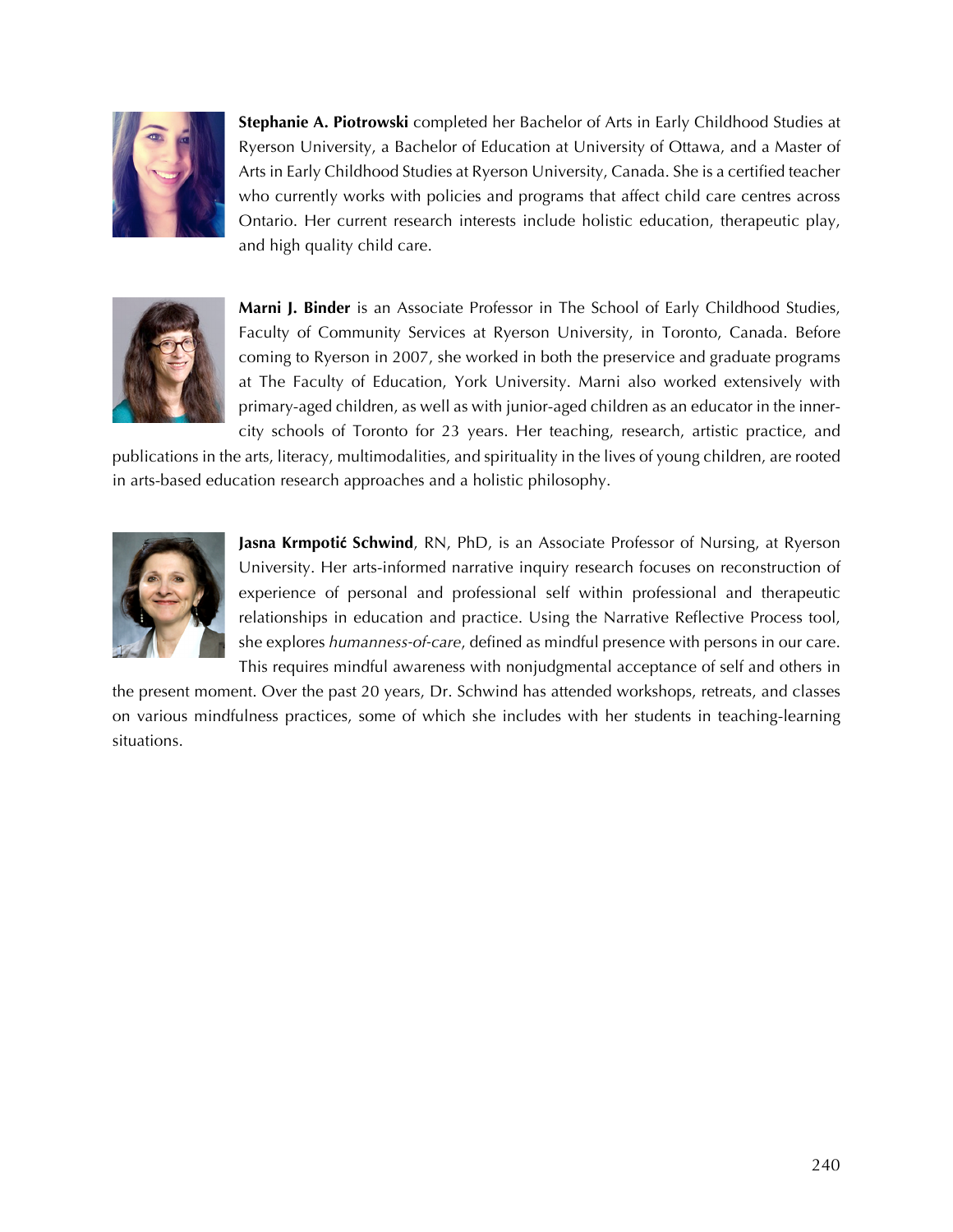**Stephanie A. Piotrowski** completed her Bachelor of Arts in Early Childhood Studies at Ryerson University, a Bachelor of Education at University of Ottawa, and a Master of Arts in Early Childhood Studies at Ryerson University, Canada. She is a certified teacher who currently works with policies and programs that affect child care centres across Ontario. Her current research interests include holistic education, therapeutic play, and high quality child care.

**Marni J. Binder** is an Associate Professor in The School of Early Childhood Studies, Faculty of Community Services at Ryerson University, in Toronto, Canada. Before coming to Ryerson in 2007, she worked in both the preservice and graduate programs at The Faculty of Education, York University. Marni also worked extensively with primary-aged children, as well as with junior-aged children as an educator in the inner-city schools of Toronto for 23 years. Her teaching, research, artistic practice, and publications in the arts, literacy, multimodalities, and spirituality in the lives of young children, are rooted in arts-based education research approaches and a holistic philosophy.

**Jasna Krmpotić Schwind**, RN, PhD, is an Associate Professor of Nursing, at Ryerson University. Her arts-informed narrative inquiry research focuses on reconstruction of experience of personal and professional self within professional and therapeutic relationships in education and practice. Using the Narrative Reflective Process tool, she explores *humanness-of-care*, defined as mindful presence with persons in our care. This requires mindful awareness with nonjudgmental acceptance of self and others in the present moment. Over the past 20 years, Dr. Schwind has attended workshops, retreats, and classes on various mindfulness practices, some of which she includes with her students in teaching-learning situations.